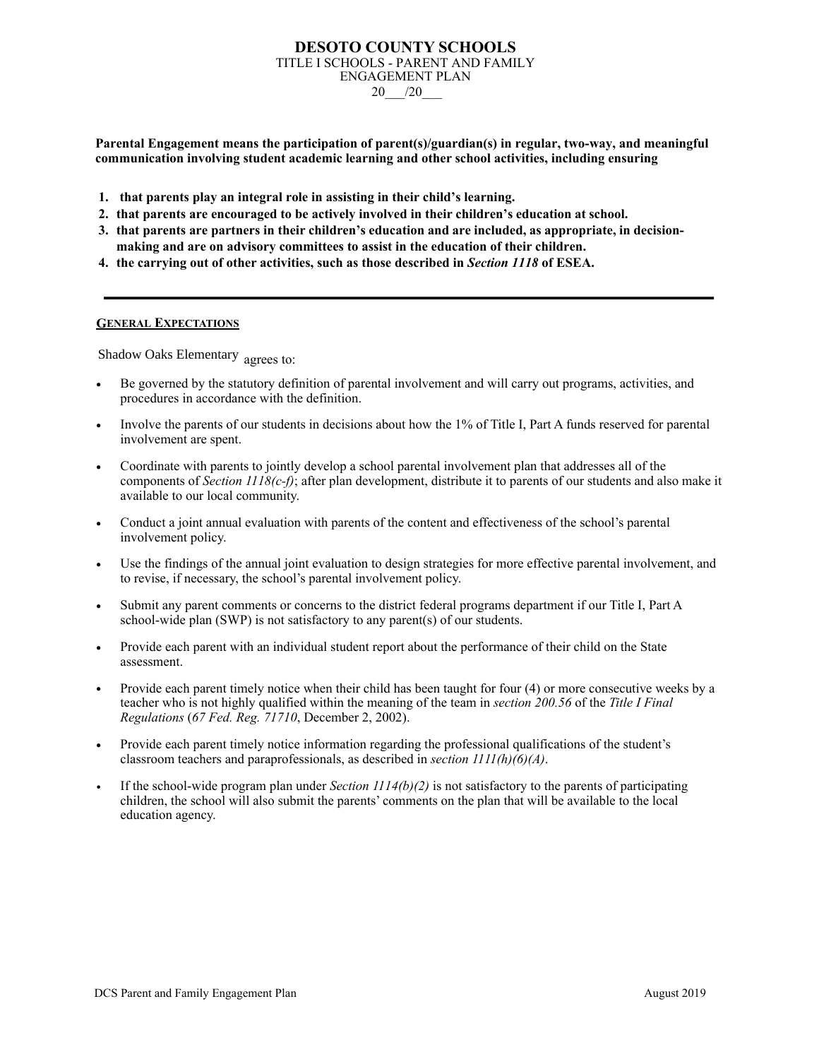# DESOTO COUNTY SCHOOLS

TITLE I SCHOOLS - PARENT AND FAMILY ENGAGEMENT PLAN

20___/20___

**Parental Engagement means the participation of parent(s)/guardian(s) in regular, two-way, and meaningful communication involving student academic learning and other school activities, including ensuring**

1. **that parents play an integral role in assisting in their child's learning.**
2. **that parents are encouraged to be actively involved in their children's education at school.**
3. **that parents are partners in their children's education and are included, as appropriate, in decision-making and are on advisory committees to assist in the education of their children.**
4. **the carrying out of other activities, such as those described in *Section 1118* of ESEA.**

---

## GENERAL EXPECTATIONS

Shadow Oaks Elementary agrees to:

- Be governed by the statutory definition of parental involvement and will carry out programs, activities, and procedures in accordance with the definition.
- Involve the parents of our students in decisions about how the 1% of Title I, Part A funds reserved for parental involvement are spent.
- Coordinate with parents to jointly develop a school parental involvement plan that addresses all of the components of *Section 1118(c-f)*; after plan development, distribute it to parents of our students and also make it available to our local community.
- Conduct a joint annual evaluation with parents of the content and effectiveness of the school's parental involvement policy.
- Use the findings of the annual joint evaluation to design strategies for more effective parental involvement, and to revise, if necessary, the school's parental involvement policy.
- Submit any parent comments or concerns to the district federal programs department if our Title I, Part A school-wide plan (SWP) is not satisfactory to any parent(s) of our students.
- Provide each parent with an individual student report about the performance of their child on the State assessment.
- Provide each parent timely notice when their child has been taught for four (4) or more consecutive weeks by a teacher who is not highly qualified within the meaning of the team in *section 200.56* of the *Title I Final Regulations* (*67 Fed. Reg. 71710*, December 2, 2002).
- Provide each parent timely notice information regarding the professional qualifications of the student's classroom teachers and paraprofessionals, as described in *section 1111(h)(6)(A)*.
- If the school-wide program plan under *Section 1114(b)(2)* is not satisfactory to the parents of participating children, the school will also submit the parents' comments on the plan that will be available to the local education agency.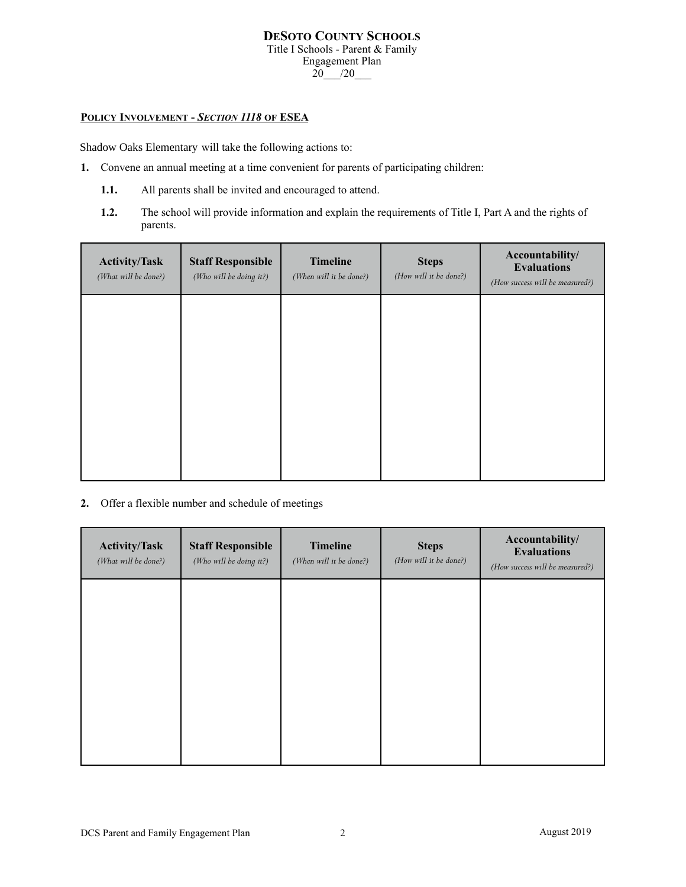# DeSoto County Schools

Title I Schools - Parent & Family Engagement Plan

20___/20___

**Policy Involvement - *Section 1118* of ESEA**

Shadow Oaks Elementary will take the following actions to:

**1.** Convene an annual meeting at a time convenient for parents of participating children:

**1.1.** All parents shall be invited and encouraged to attend.

**1.2.** The school will provide information and explain the requirements of Title I, Part A and the rights of parents.

| **Activity/Task** *(What will be done?)* | **Staff Responsible** *(Who will be doing it?)* | **Timeline** *(When will it be done?)* | **Steps** *(How will it be done?)* | **Accountability/ Evaluations** *(How success will be measured?)* |
|---|---|---|---|---|
| | | | | |

**2.** Offer a flexible number and schedule of meetings

| **Activity/Task** *(What will be done?)* | **Staff Responsible** *(Who will be doing it?)* | **Timeline** *(When will it be done?)* | **Steps** *(How will it be done?)* | **Accountability/ Evaluations** *(How success will be measured?)* |
|---|---|---|---|---|
| | | | | |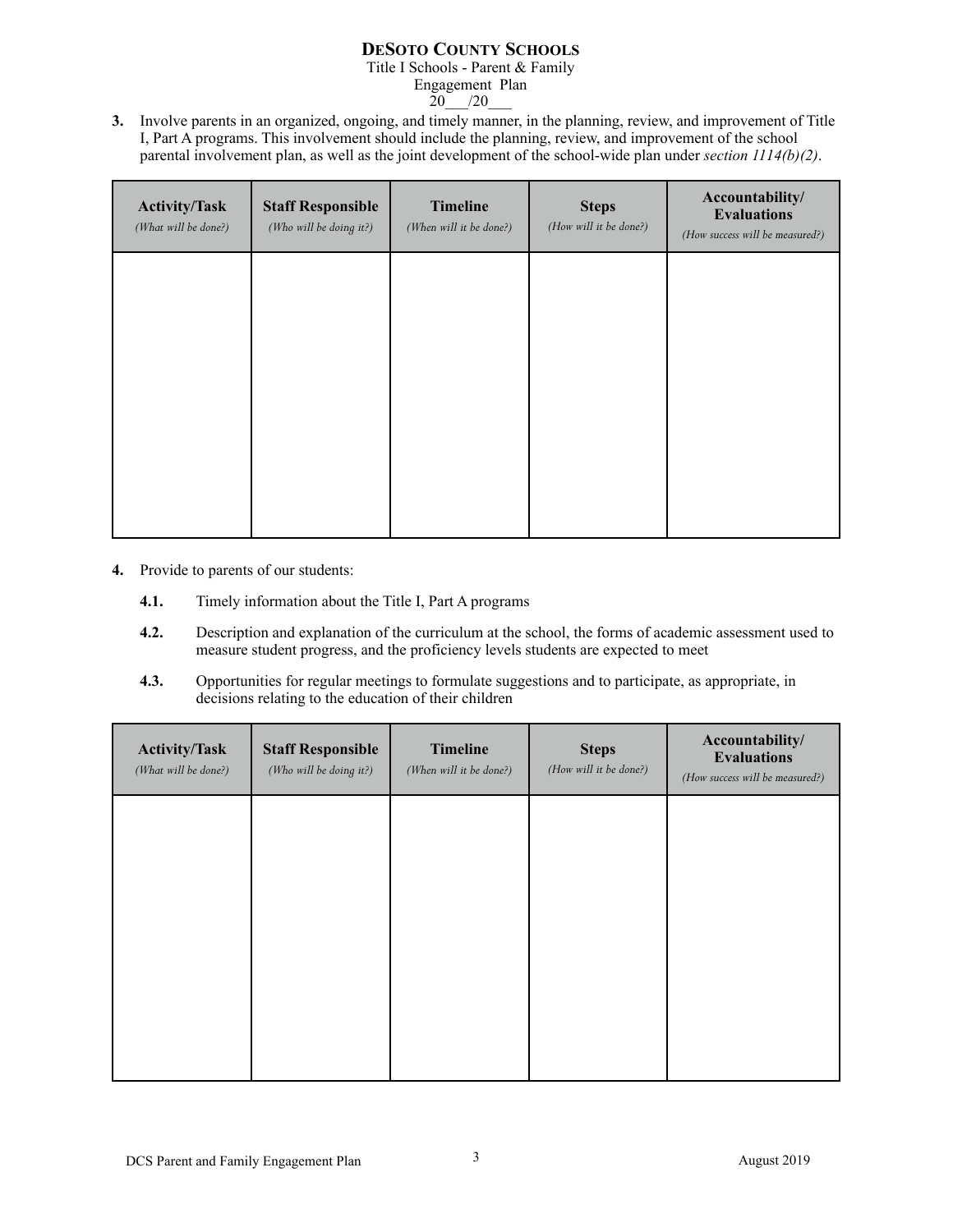**3.** Involve parents in an organized, ongoing, and timely manner, in the planning, review, and improvement of Title I, Part A programs. This involvement should include the planning, review, and improvement of the school parental involvement plan, as well as the joint development of the school-wide plan under *section 1114(b)(2)*.

| **Activity/Task** *(What will be done?)* | **Staff Responsible** *(Who will be doing it?)* | **Timeline** *(When will it be done?)* | **Steps** *(How will it be done?)* | **Accountability/ Evaluations** *(How success will be measured?)* |
|---|---|---|---|---|
| | | | | |

**4.** Provide to parents of our students:

**4.1.** Timely information about the Title I, Part A programs

**4.2.** Description and explanation of the curriculum at the school, the forms of academic assessment used to measure student progress, and the proficiency levels students are expected to meet

**4.3.** Opportunities for regular meetings to formulate suggestions and to participate, as appropriate, in decisions relating to the education of their children

| **Activity/Task** *(What will be done?)* | **Staff Responsible** *(Who will be doing it?)* | **Timeline** *(When will it be done?)* | **Steps** *(How will it be done?)* | **Accountability/ Evaluations** *(How success will be measured?)* |
|---|---|---|---|---|
| | | | | |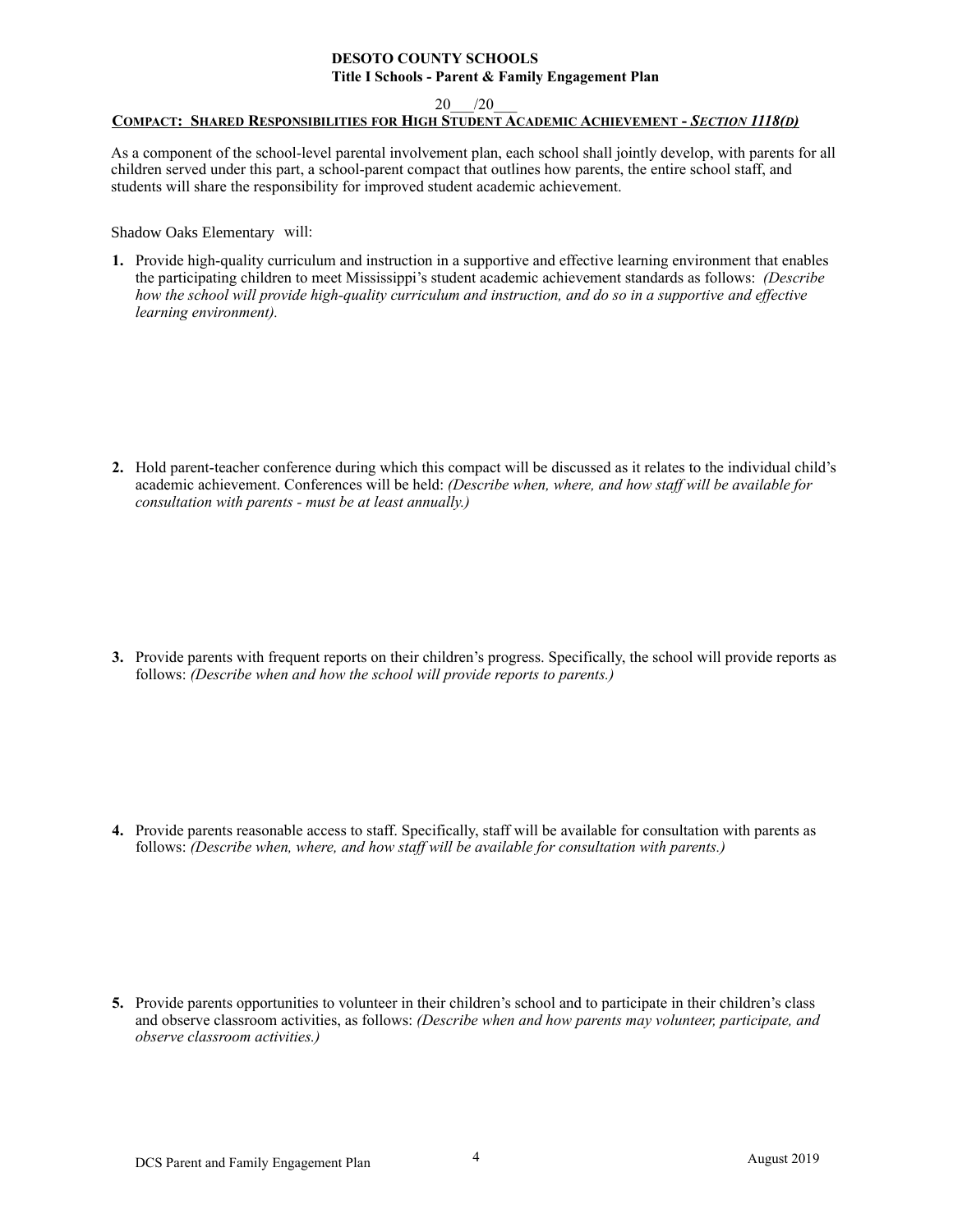**DESOTO COUNTY SCHOOLS**
**Title I Schools - Parent & Family Engagement Plan**

20___/20___

**COMPACT: SHARED RESPONSIBILITIES FOR HIGH STUDENT ACADEMIC ACHIEVEMENT - *SECTION 1118(D)***

As a component of the school-level parental involvement plan, each school shall jointly develop, with parents for all children served under this part, a school-parent compact that outlines how parents, the entire school staff, and students will share the responsibility for improved student academic achievement.

Shadow Oaks Elementary will:

1. Provide high-quality curriculum and instruction in a supportive and effective learning environment that enables the participating children to meet Mississippi's student academic achievement standards as follows: *(Describe how the school will provide high-quality curriculum and instruction, and do so in a supportive and effective learning environment).*

2. Hold parent-teacher conference during which this compact will be discussed as it relates to the individual child's academic achievement. Conferences will be held: *(Describe when, where, and how staff will be available for consultation with parents - must be at least annually.)*

3. Provide parents with frequent reports on their children's progress. Specifically, the school will provide reports as follows: *(Describe when and how the school will provide reports to parents.)*

4. Provide parents reasonable access to staff. Specifically, staff will be available for consultation with parents as follows: *(Describe when, where, and how staff will be available for consultation with parents.)*

5. Provide parents opportunities to volunteer in their children's school and to participate in their children's class and observe classroom activities, as follows: *(Describe when and how parents may volunteer, participate, and observe classroom activities.)*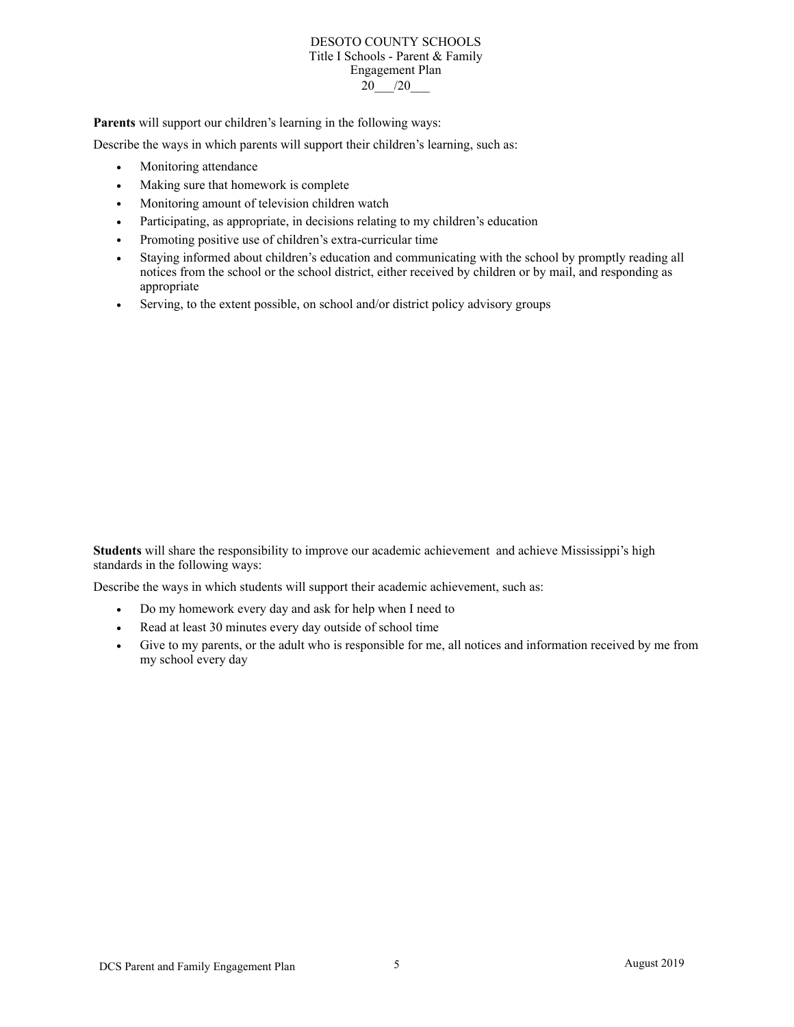**Parents** will support our children's learning in the following ways:

Describe the ways in which parents will support their children's learning, such as:

- Monitoring attendance
- Making sure that homework is complete
- Monitoring amount of television children watch
- Participating, as appropriate, in decisions relating to my children's education
- Promoting positive use of children's extra-curricular time
- Staying informed about children's education and communicating with the school by promptly reading all notices from the school or the school district, either received by children or by mail, and responding as appropriate
- Serving, to the extent possible, on school and/or district policy advisory groups

**Students** will share the responsibility to improve our academic achievement and achieve Mississippi's high standards in the following ways:

Describe the ways in which students will support their academic achievement, such as:

- Do my homework every day and ask for help when I need to
- Read at least 30 minutes every day outside of school time
- Give to my parents, or the adult who is responsible for me, all notices and information received by me from my school every day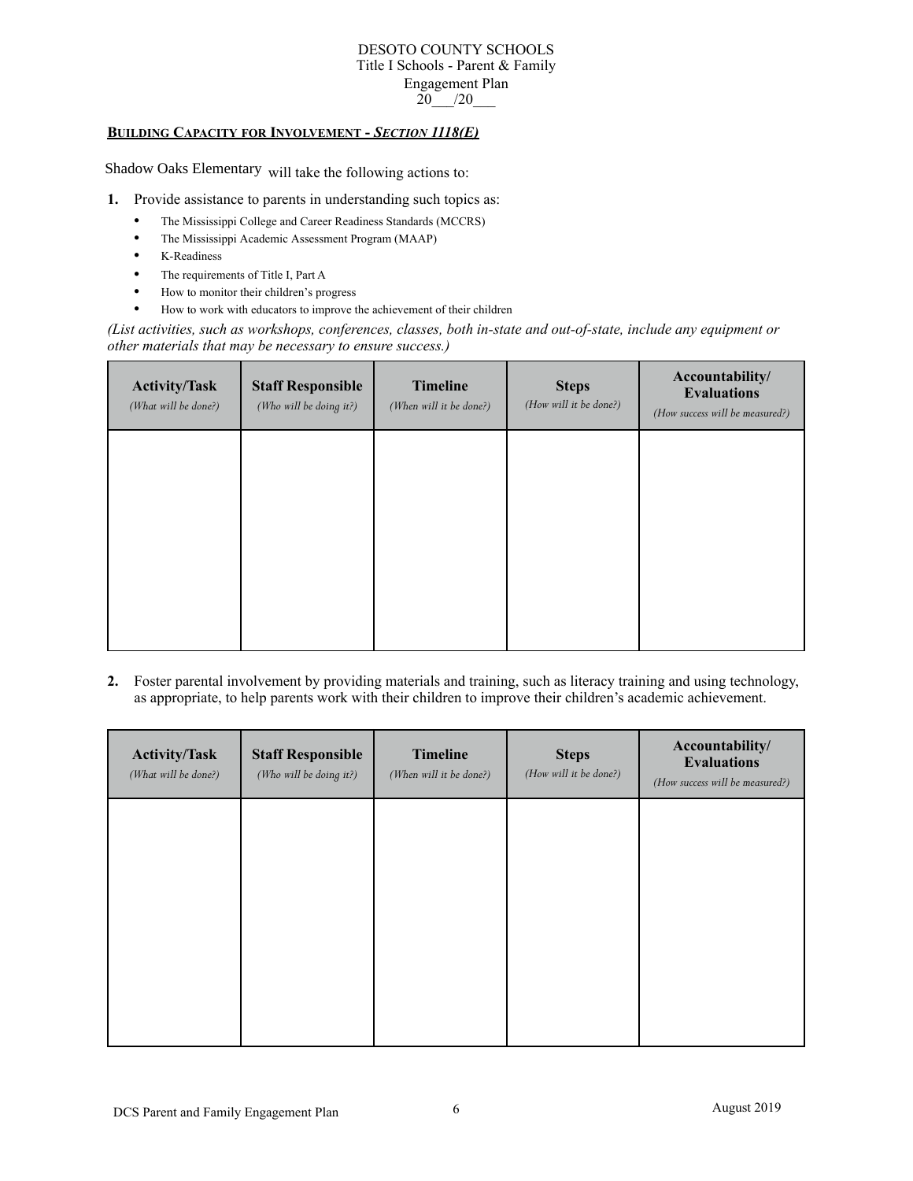DESOTO COUNTY SCHOOLS
Title I Schools - Parent & Family
Engagement Plan
20___/20___

**BUILDING CAPACITY FOR INVOLVEMENT - *SECTION 1118(E)***

Shadow Oaks Elementary will take the following actions to:

1. Provide assistance to parents in understanding such topics as:
   - The Mississippi College and Career Readiness Standards (MCCRS)
   - The Mississippi Academic Assessment Program (MAAP)
   - K-Readiness
   - The requirements of Title I, Part A
   - How to monitor their children's progress
   - How to work with educators to improve the achievement of their children

*(List activities, such as workshops, conferences, classes, both in-state and out-of-state, include any equipment or other materials that may be necessary to ensure success.)*

| **Activity/Task** *(What will be done?)* | **Staff Responsible** *(Who will be doing it?)* | **Timeline** *(When will it be done?)* | **Steps** *(How will it be done?)* | **Accountability/ Evaluations** *(How success will be measured?)* |
|---|---|---|---|---|
| | | | | |

2. Foster parental involvement by providing materials and training, such as literacy training and using technology, as appropriate, to help parents work with their children to improve their children's academic achievement.

| **Activity/Task** *(What will be done?)* | **Staff Responsible** *(Who will be doing it?)* | **Timeline** *(When will it be done?)* | **Steps** *(How will it be done?)* | **Accountability/ Evaluations** *(How success will be measured?)* |
|---|---|---|---|---|
| | | | | |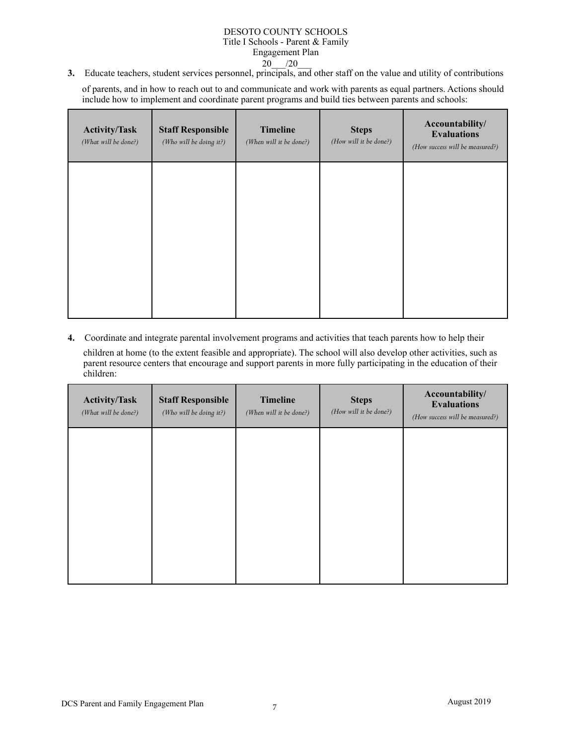DESOTO COUNTY SCHOOLS
Title I Schools - Parent & Family
Engagement Plan
20___/20___

**3.** Educate teachers, student services personnel, principals, and other staff on the value and utility of contributions of parents, and in how to reach out to and communicate and work with parents as equal partners. Actions should include how to implement and coordinate parent programs and build ties between parents and schools:

| **Activity/Task** *(What will be done?)* | **Staff Responsible** *(Who will be doing it?)* | **Timeline** *(When will it be done?)* | **Steps** *(How will it be done?)* | **Accountability/ Evaluations** *(How success will be measured?)* |
|---|---|---|---|---|
| | | | | |

**4.** Coordinate and integrate parental involvement programs and activities that teach parents how to help their children at home (to the extent feasible and appropriate). The school will also develop other activities, such as parent resource centers that encourage and support parents in more fully participating in the education of their children:

| **Activity/Task** *(What will be done?)* | **Staff Responsible** *(Who will be doing it?)* | **Timeline** *(When will it be done?)* | **Steps** *(How will it be done?)* | **Accountability/ Evaluations** *(How success will be measured?)* |
|---|---|---|---|---|
| | | | | |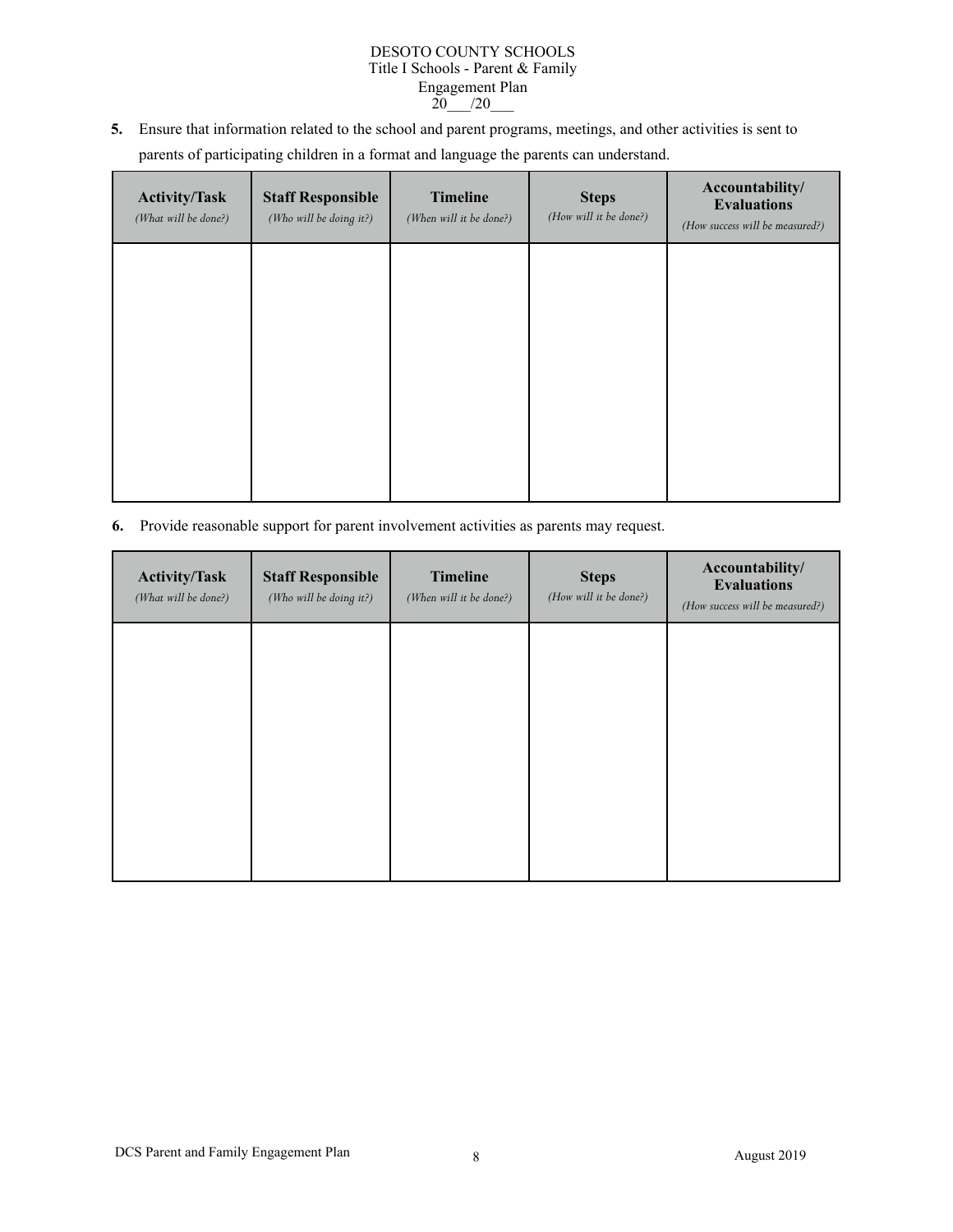5. Ensure that information related to the school and parent programs, meetings, and other activities is sent to parents of participating children in a format and language the parents can understand.

| **Activity/Task** *(What will be done?)* | **Staff Responsible** *(Who will be doing it?)* | **Timeline** *(When will it be done?)* | **Steps** *(How will it be done?)* | **Accountability/ Evaluations** *(How success will be measured?)* |
|---|---|---|---|---|
| | | | | |

6. Provide reasonable support for parent involvement activities as parents may request.

| **Activity/Task** *(What will be done?)* | **Staff Responsible** *(Who will be doing it?)* | **Timeline** *(When will it be done?)* | **Steps** *(How will it be done?)* | **Accountability/ Evaluations** *(How success will be measured?)* |
|---|---|---|---|---|
| | | | | |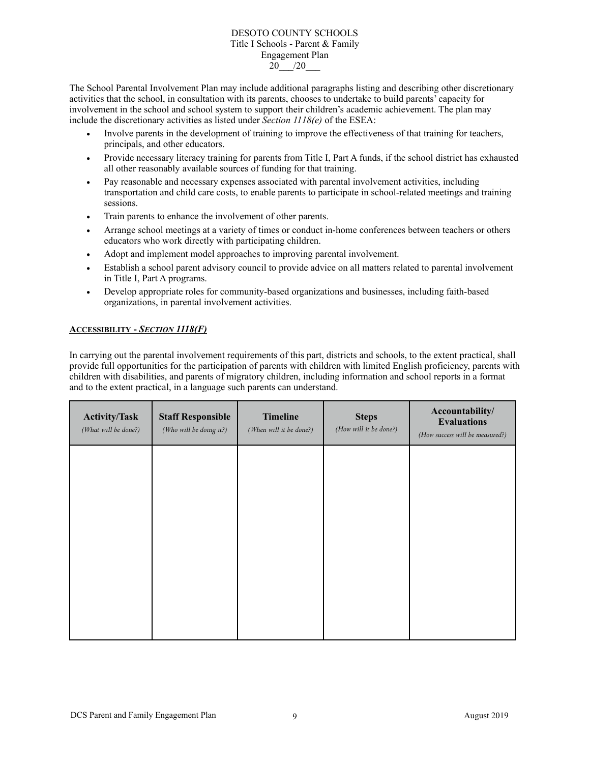DESOTO COUNTY SCHOOLS
Title I Schools - Parent & Family
Engagement Plan
20___/20___

The School Parental Involvement Plan may include additional paragraphs listing and describing other discretionary activities that the school, in consultation with its parents, chooses to undertake to build parents' capacity for involvement in the school and school system to support their children's academic achievement. The plan may include the discretionary activities as listed under *Section 1118(e)* of the ESEA:

- Involve parents in the development of training to improve the effectiveness of that training for teachers, principals, and other educators.
- Provide necessary literacy training for parents from Title I, Part A funds, if the school district has exhausted all other reasonably available sources of funding for that training.
- Pay reasonable and necessary expenses associated with parental involvement activities, including transportation and child care costs, to enable parents to participate in school-related meetings and training sessions.
- Train parents to enhance the involvement of other parents.
- Arrange school meetings at a variety of times or conduct in-home conferences between teachers or others educators who work directly with participating children.
- Adopt and implement model approaches to improving parental involvement.
- Establish a school parent advisory council to provide advice on all matters related to parental involvement in Title I, Part A programs.
- Develop appropriate roles for community-based organizations and businesses, including faith-based organizations, in parental involvement activities.

## ACCESSIBILITY - *SECTION 1118(F)*

In carrying out the parental involvement requirements of this part, districts and schools, to the extent practical, shall provide full opportunities for the participation of parents with children with limited English proficiency, parents with children with disabilities, and parents of migratory children, including information and school reports in a format and to the extent practical, in a language such parents can understand.

| **Activity/Task** *(What will be done?)* | **Staff Responsible** *(Who will be doing it?)* | **Timeline** *(When will it be done?)* | **Steps** *(How will it be done?)* | **Accountability/ Evaluations** *(How success will be measured?)* |
|---|---|---|---|---|
| | | | | |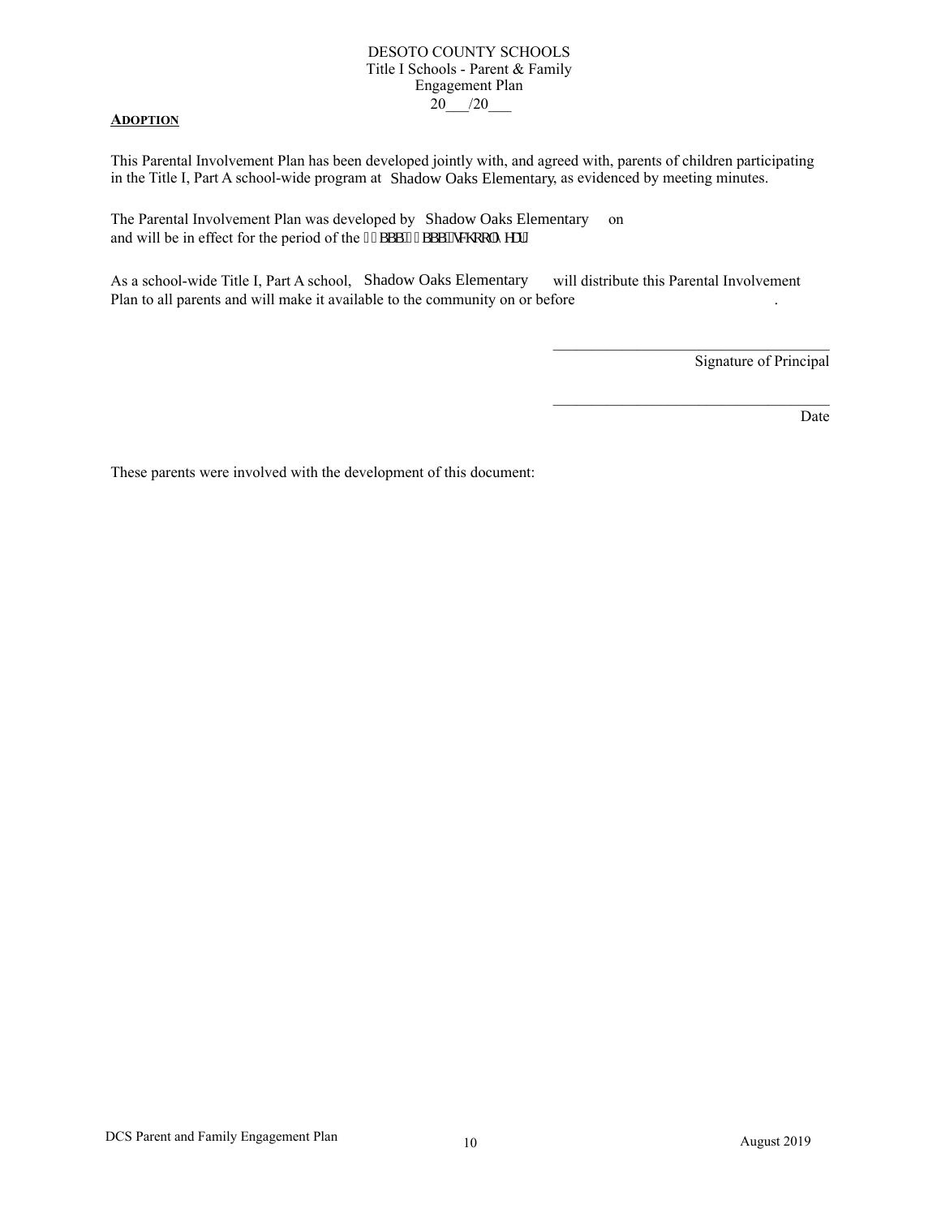DESOTO COUNTY SCHOOLS
Title I Schools - Parent & Family
Engagement Plan
20___/20___

**ADOPTION**

This Parental Involvement Plan has been developed jointly with, and agreed with, parents of children participating in the Title I, Part A school-wide program at Shadow Oaks Elementary, as evidenced by meeting minutes.

The Parental Involvement Plan was developed by Shadow Oaks Elementary on and will be in effect for the period of the 20___-20___ school year.

As a school-wide Title I, Part A school, Shadow Oaks Elementary will distribute this Parental Involvement Plan to all parents and will make it available to the community on or before .

_____________________________________
Signature of Principal

_____________________________________
Date

These parents were involved with the development of this document: